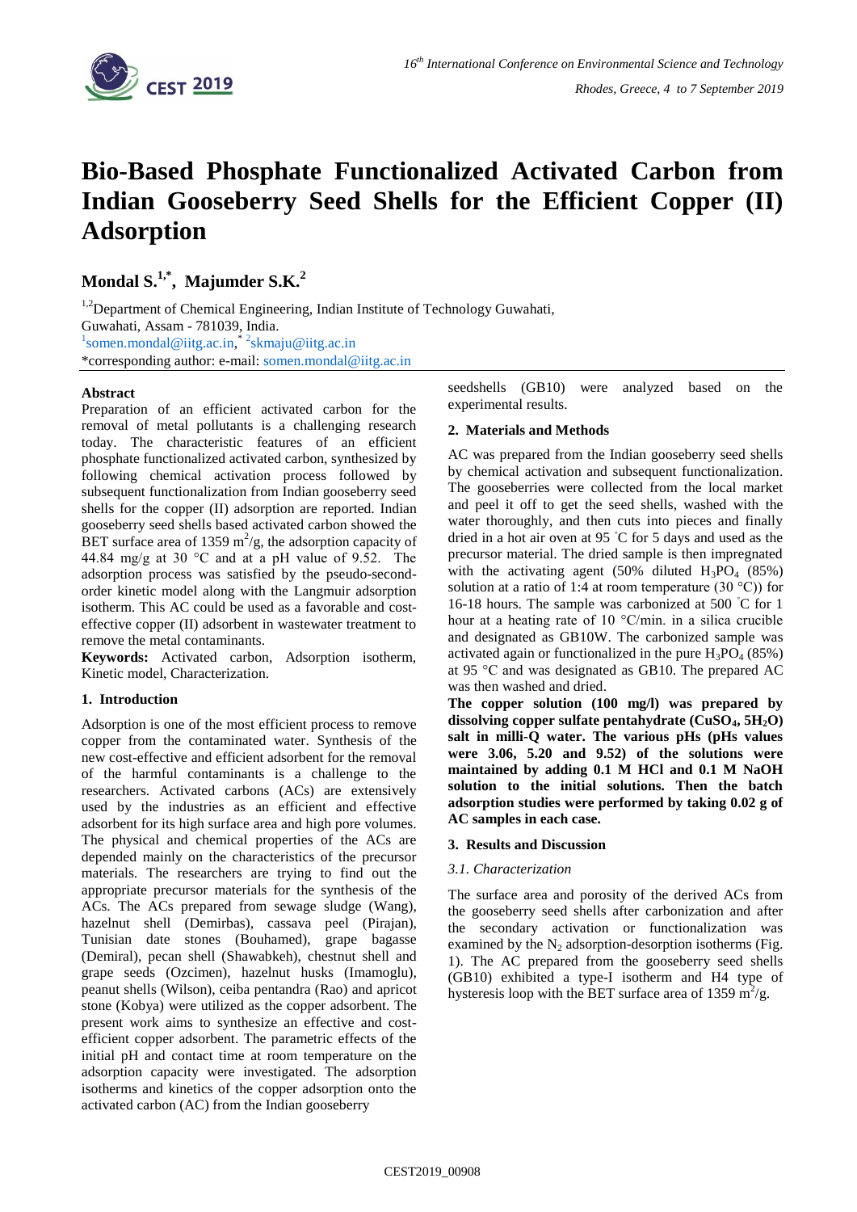# Bio-Based Phosphate Functionalized Activated Carbon from Indian Gooseberry Seed Shells for the Efficient Copper (II) Adsorption

## Mondal S.[1,*], Majumder S.K.[2]

[1,2]Department of Chemical Engineering, Indian Institute of Technology Guwahati, Guwahati, Assam - 781039, India.

[1]somen.mondal@iitg.ac.in,[*] [2]skmaju@iitg.ac.in

*corresponding author: e-mail: somen.mondal@iitg.ac.in

### Abstract

Preparation of an efficient activated carbon for the removal of metal pollutants is a challenging research today. The characteristic features of an efficient phosphate functionalized activated carbon, synthesized by following chemical activation process followed by subsequent functionalization from Indian gooseberry seed shells for the copper (II) adsorption are reported. Indian gooseberry seed shells based activated carbon showed the BET surface area of 1359 $m^2/g$, the adsorption capacity of 44.84 mg/g at 30 °C and at a pH value of 9.52. The adsorption process was satisfied by the pseudo-second-order kinetic model along with the Langmuir adsorption isotherm. This AC could be used as a favorable and cost-effective copper (II) adsorbent in wastewater treatment to remove the metal contaminants.

**Keywords:** Activated carbon, Adsorption isotherm, Kinetic model, Characterization.

### 1. Introduction

Adsorption is one of the most efficient process to remove copper from the contaminated water. Synthesis of the new cost-effective and efficient adsorbent for the removal of the harmful contaminants is a challenge to the researchers. Activated carbons (ACs) are extensively used by the industries as an efficient and effective adsorbent for its high surface area and high pore volumes. The physical and chemical properties of the ACs are depended mainly on the characteristics of the precursor materials. The researchers are trying to find out the appropriate precursor materials for the synthesis of the ACs. The ACs prepared from sewage sludge (Wang), hazelnut shell (Demirbas), cassava peel (Pirajan), Tunisian date stones (Bouhamed), grape bagasse (Demiral), pecan shell (Shawabkeh), chestnut shell and grape seeds (Ozcimen), hazelnut husks (Imamoglu), peanut shells (Wilson), ceiba pentandra (Rao) and apricot stone (Kobya) were utilized as the copper adsorbent. The present work aims to synthesize an effective and cost-efficient copper adsorbent. The parametric effects of the initial pH and contact time at room temperature on the adsorption capacity were investigated. The adsorption isotherms and kinetics of the copper adsorption onto the activated carbon (AC) from the Indian gooseberry seedshells (GB10) were analyzed based on the experimental results.

### 2. Materials and Methods

AC was prepared from the Indian gooseberry seed shells by chemical activation and subsequent functionalization. The gooseberries were collected from the local market and peel it off to get the seed shells, washed with the water thoroughly, and then cuts into pieces and finally dried in a hot air oven at 95 °C for 5 days and used as the precursor material. The dried sample is then impregnated with the activating agent (50% diluted $H_3PO_4$ (85%) solution at a ratio of 1:4 at room temperature (30 °C)) for 16-18 hours. The sample was carbonized at 500 °C for 1 hour at a heating rate of 10 °C/min. in a silica crucible and designated as GB10W. The carbonized sample was activated again or functionalized in the pure $H_3PO_4$ (85%) at 95 °C and was designated as GB10. The prepared AC was then washed and dried.

**The copper solution (100 mg/l) was prepared by dissolving copper sulfate pentahydrate ($CuSO_4$, $5H_2O$) salt in milli-Q water. The various pHs (pHs values were 3.06, 5.20 and 9.52) of the solutions were maintained by adding 0.1 M HCl and 0.1 M NaOH solution to the initial solutions. Then the batch adsorption studies were performed by taking 0.02 g of AC samples in each case.**

### 3. Results and Discussion

#### *3.1. Characterization*

The surface area and porosity of the derived ACs from the gooseberry seed shells after carbonization and after the secondary activation or functionalization was examined by the $N_2$ adsorption-desorption isotherms (Fig. 1). The AC prepared from the gooseberry seed shells (GB10) exhibited a type-I isotherm and H4 type of hysteresis loop with the BET surface area of 1359 $m^2/g$.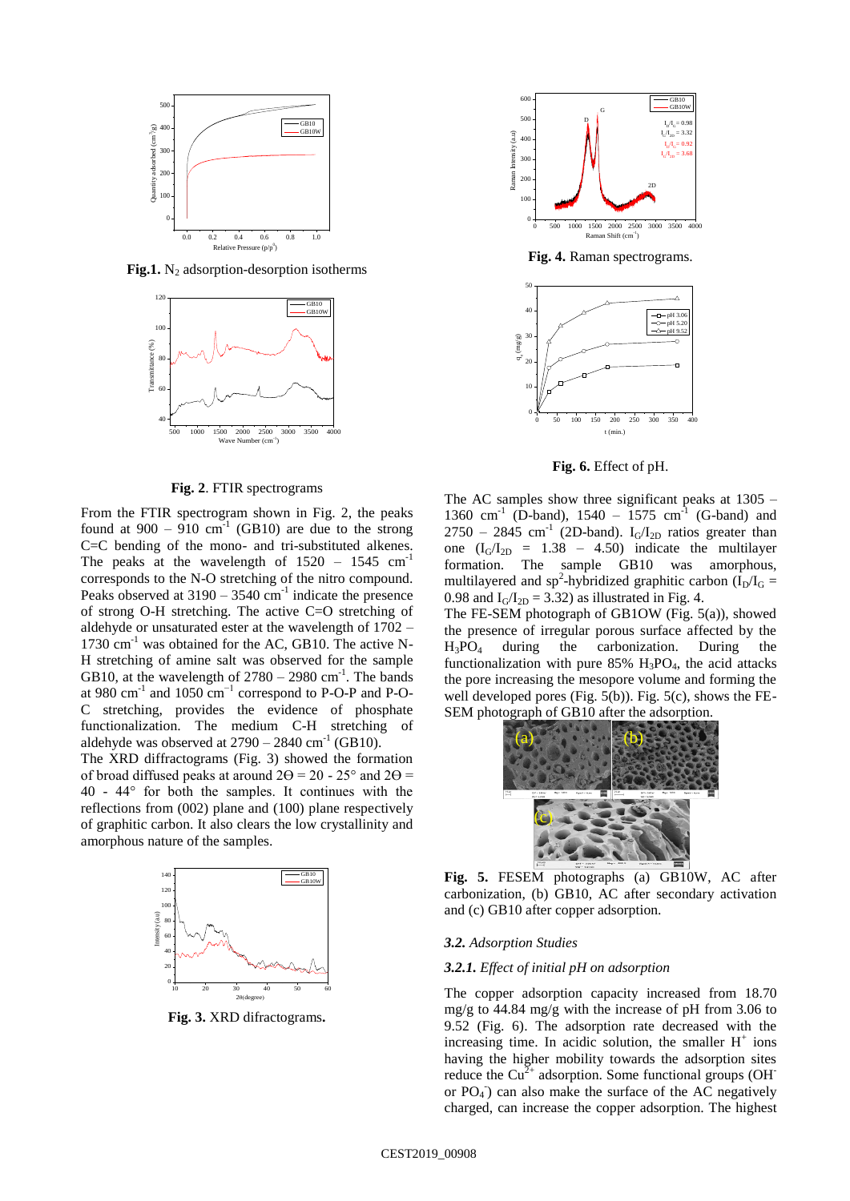**Fig.1.** $N_2$ adsorption-desorption isotherms

**Fig. 2**. FTIR spectrograms

From the FTIR spectrogram shown in Fig. 2, the peaks found at 900 – 910 $cm^{-1}$ (GB10) are due to the strong C=C bending of the mono- and tri-substituted alkenes. The peaks at the wavelength of 1520 – 1545 $cm^{-1}$ corresponds to the N-O stretching of the nitro compound. Peaks observed at 3190 – 3540 $cm^{-1}$ indicate the presence of strong O-H stretching. The active C=O stretching of aldehyde or unsaturated ester at the wavelength of 1702 – 1730 $cm^{-1}$ was obtained for the AC, GB10. The active N-H stretching of amine salt was observed for the sample GB10, at the wavelength of 2780 – 2980 $cm^{-1}$. The bands at 980 $cm^{-1}$ and 1050 $cm^{-1}$ correspond to P-O-P and P-O-C stretching, provides the evidence of phosphate functionalization. The medium C-H stretching of aldehyde was observed at 2790 – 2840 $cm^{-1}$ (GB10).

The XRD diffractograms (Fig. 3) showed the formation of broad diffused peaks at around 2ϴ = 20 - 25° and 2ϴ = 40 - 44° for both the samples. It continues with the reflections from (002) plane and (100) plane respectively of graphitic carbon. It also clears the low crystallinity and amorphous nature of the samples.

**Fig. 3.** XRD difractograms**.**

**Fig. 4.** Raman spectrograms.

**Fig. 6.** Effect of pH.

The AC samples show three significant peaks at 1305 – 1360 $cm^{-1}$ (D-band), 1540 – 1575 $cm^{-1}$ (G-band) and 2750 – 2845 $cm^{-1}$ (2D-band). $I_G/I_{2D}$ ratios greater than one ($I_G/I_{2D}$ = 1.38 – 4.50) indicate the multilayer formation. The sample GB10 was amorphous, multilayered and $sp^2$-hybridized graphitic carbon ($I_D/I_G$ = 0.98 and $I_G/I_{2D}$ = 3.32) as illustrated in Fig. 4.

The FE-SEM photograph of GB1OW (Fig. 5(a)), showed the presence of irregular porous surface affected by the $H_3PO_4$ during the carbonization. During the functionalization with pure 85% $H_3PO_4$, the acid attacks the pore increasing the mesopore volume and forming the well developed pores (Fig. 5(b)). Fig. 5(c), shows the FE-SEM photograph of GB10 after the adsorption.

**Fig. 5.** FESEM photographs (a) GB10W, AC after carbonization, (b) GB10, AC after secondary activation and (c) GB10 after copper adsorption.

### *3.2. Adsorption Studies*

#### *3.2.1. Effect of initial pH on adsorption*

The copper adsorption capacity increased from 18.70 mg/g to 44.84 mg/g with the increase of pH from 3.06 to 9.52 (Fig. 6). The adsorption rate decreased with the increasing time. In acidic solution, the smaller $H^+$ ions having the higher mobility towards the adsorption sites reduce the $Cu^{2+}$ adsorption. Some functional groups ($OH^-$ or $PO_4^-$) can also make the surface of the AC negatively charged, can increase the copper adsorption. The highest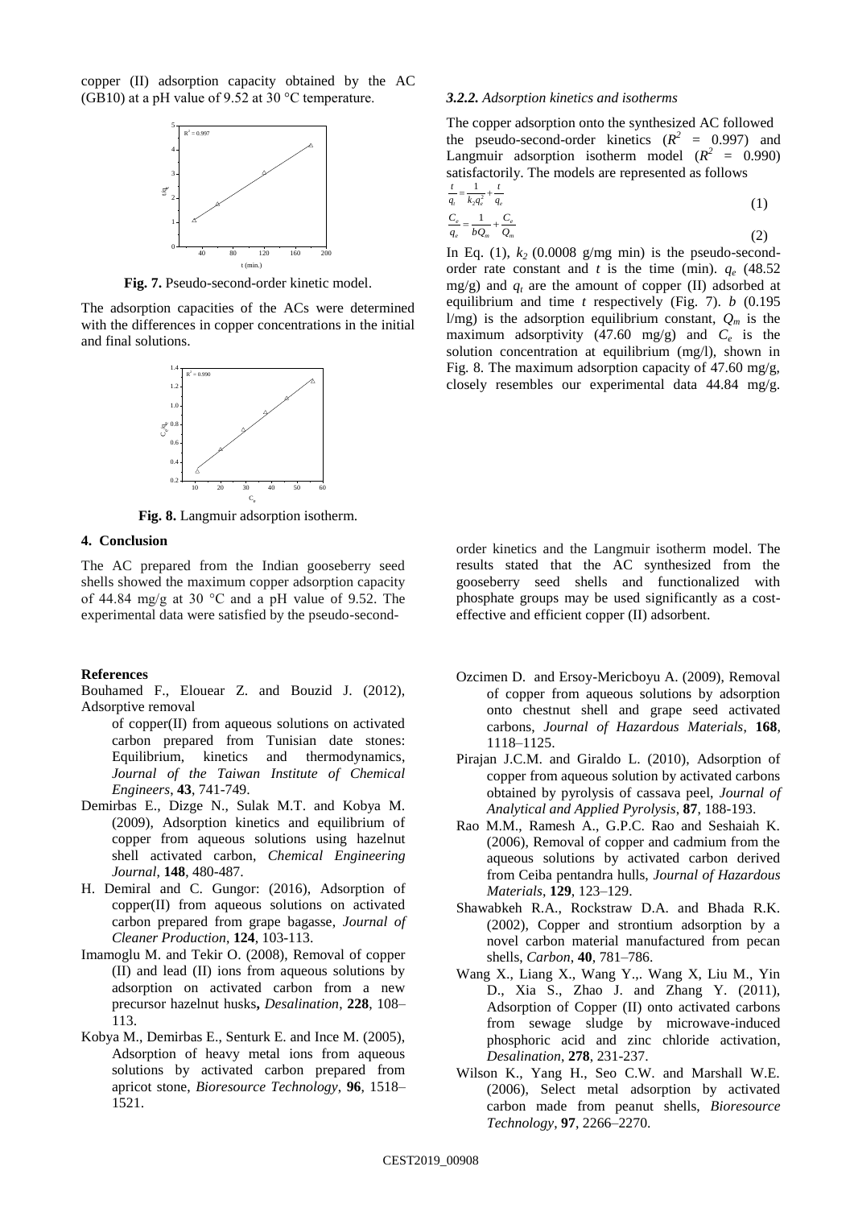copper (II) adsorption capacity obtained by the AC (GB10) at a pH value of 9.52 at 30 °C temperature.

5
$R^2 = 0.997$
4
3
t/q$_t$
2
1
0
40 80 120 160 200
t (min.)

**Fig. 7.** Pseudo-second-order kinetic model.

The adsorption capacities of the ACs were determined with the differences in copper concentrations in the initial and final solutions.

1.4
$R^2 = 0.990$
1.2
1.0
C$_e$/q$_e$
0.8
0.6
0.4
0.2
10 20 30 40 50 60
C$_e$

**Fig. 8.** Langmuir adsorption isotherm.

### *3.2.2. Adsorption kinetics and isotherms*

The copper adsorption onto the synthesized AC followed the pseudo-second-order kinetics ($R^2$ = 0.997) and Langmuir adsorption isotherm model ($R^2$ = 0.990) satisfactorily. The models are represented as follows

$$\frac{t}{q_t} = \frac{1}{k_2 q_e^2} + \frac{t}{q_e} \quad (1)$$

$$\frac{C_e}{q_e} = \frac{1}{bQ_m} + \frac{C_e}{Q_m} \quad (2)$$

In Eq. (1), $k_2$ (0.0008 g/mg min) is the pseudo-second-order rate constant and $t$ is the time (min). $q_e$ (48.52 mg/g) and $q_t$ are the amount of copper (II) adsorbed at equilibrium and time $t$ respectively (Fig. 7). $b$ (0.195 l/mg) is the adsorption equilibrium constant, $Q_m$ is the maximum adsorptivity (47.60 mg/g) and $C_e$ is the solution concentration at equilibrium (mg/l), shown in Fig. 8. The maximum adsorption capacity of 47.60 mg/g, closely resembles our experimental data 44.84 mg/g.

## 4. Conclusion

The AC prepared from the Indian gooseberry seed shells showed the maximum copper adsorption capacity of 44.84 mg/g at 30 °C and a pH value of 9.52. The experimental data were satisfied by the pseudo-second-order kinetics and the Langmuir isotherm model. The results stated that the AC synthesized from the gooseberry seed shells and functionalized with phosphate groups may be used significantly as a cost-effective and efficient copper (II) adsorbent.

## References

Bouhamed F., Elouear Z. and Bouzid J. (2012), Adsorptive removal of copper(II) from aqueous solutions on activated carbon prepared from Tunisian date stones: Equilibrium, kinetics and thermodynamics, *Journal of the Taiwan Institute of Chemical Engineers*, **43**, 741-749.

Demirbas E., Dizge N., Sulak M.T. and Kobya M. (2009), Adsorption kinetics and equilibrium of copper from aqueous solutions using hazelnut shell activated carbon, *Chemical Engineering Journal*, **148**, 480-487.

H. Demiral and C. Gungor: (2016), Adsorption of copper(II) from aqueous solutions on activated carbon prepared from grape bagasse, *Journal of Cleaner Production*, **124**, 103-113.

Imamoglu M. and Tekir O. (2008), Removal of copper (II) and lead (II) ions from aqueous solutions by adsorption on activated carbon from a new precursor hazelnut husks**,** *Desalination*, **228**, 108–113.

Kobya M., Demirbas E., Senturk E. and Ince M. (2005), Adsorption of heavy metal ions from aqueous solutions by activated carbon prepared from apricot stone, *Bioresource Technology*, **96**, 1518–1521.

Ozcimen D. and Ersoy-Mericboyu A. (2009), Removal of copper from aqueous solutions by adsorption onto chestnut shell and grape seed activated carbons, *Journal of Hazardous Materials*, **168**, 1118–1125.

Pirajan J.C.M. and Giraldo L. (2010), Adsorption of copper from aqueous solution by activated carbons obtained by pyrolysis of cassava peel, *Journal of Analytical and Applied Pyrolysis*, **87**, 188-193.

Rao M.M., Ramesh A., G.P.C. Rao and Seshaiah K. (2006), Removal of copper and cadmium from the aqueous solutions by activated carbon derived from Ceiba pentandra hulls, *Journal of Hazardous Materials*, **129**, 123–129.

Shawabkeh R.A., Rockstraw D.A. and Bhada R.K. (2002), Copper and strontium adsorption by a novel carbon material manufactured from pecan shells, *Carbon*, **40**, 781–786.

Wang X., Liang X., Wang Y.,. Wang X, Liu M., Yin D., Xia S., Zhao J. and Zhang Y. (2011), Adsorption of Copper (II) onto activated carbons from sewage sludge by microwave-induced phosphoric acid and zinc chloride activation, *Desalination*, **278**, 231-237.

Wilson K., Yang H., Seo C.W. and Marshall W.E. (2006), Select metal adsorption by activated carbon made from peanut shells, *Bioresource Technology*, **97**, 2266–2270.